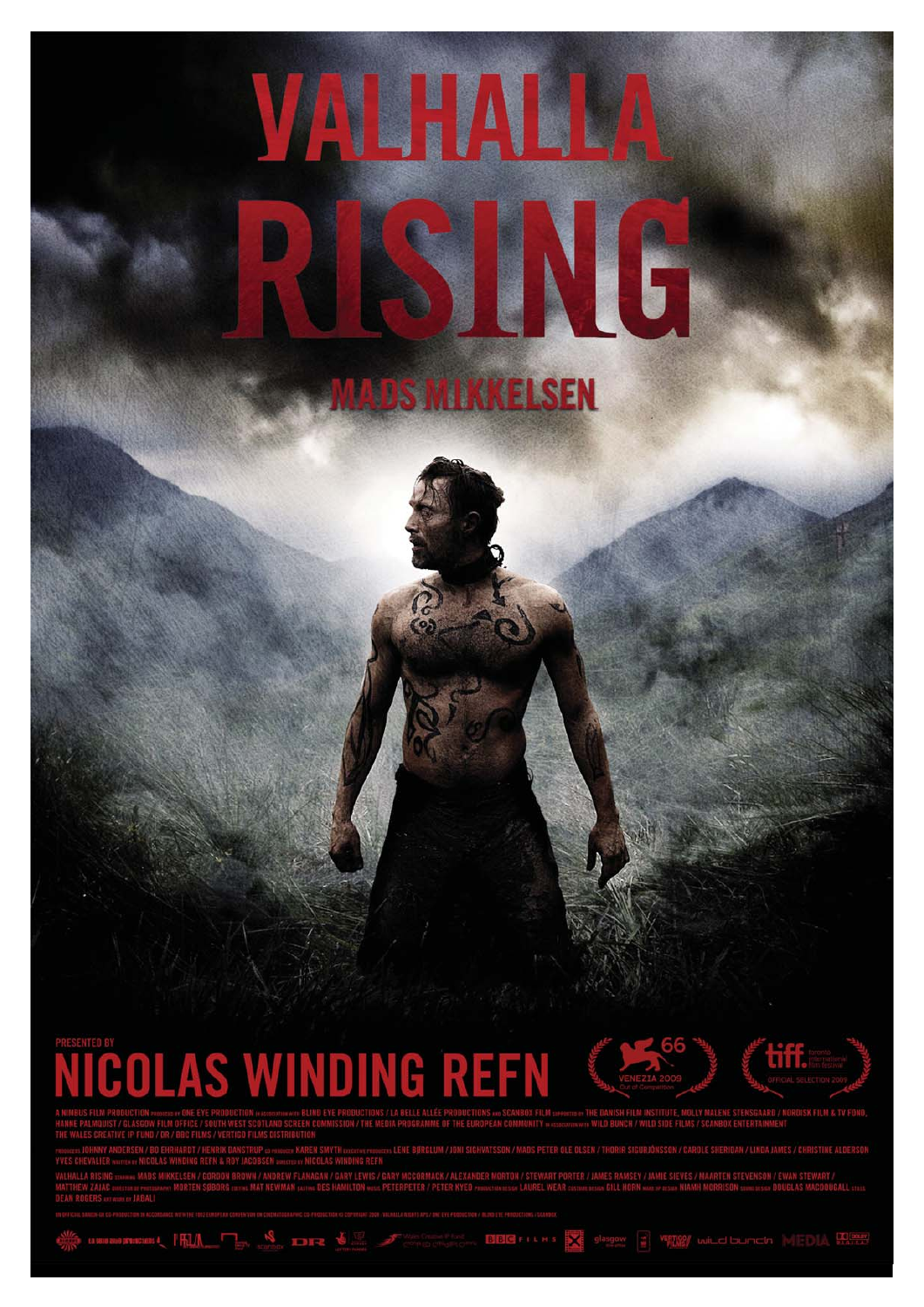# VALHALLA RISING

## MADS MIKKELSEN

PRESENTED BY

## NICOLAS WINDING REFN

66 VENEZIA 2009 Out of Competition

tiff. toronto international film festival OFFICIAL SELECTION 2009

A NIMBUS FILM PRODUCTION PRODUCED BY ONE EYE PRODUCTION IN ASSOCIATION WITH BLIND EYE PRODUCTIONS / LA BELLE ALLÉE PRODUCTIONS AND SCANBOX FILM SUPPORTED BY THE DANISH FILM INSTITUTE, MOLLY MALENE STENSGAARD / NORDISK FILM & TV FOND, HANNE PALMQUIST / GLASGOW FILM OFFICE / SOUTH WEST SCOTLAND SCREEN COMMISSION / THE MEDIA PROGRAMME OF THE EUROPEAN COMMUNITY IN ASSOCIATION WITH WILD BUNCH / WILD SIDE FILMS / SCANBOX ENTERTAINMENT THE WALES CREATIVE IP FUND / DR / BBC FILMS / VERTIGO FILMS DISTRIBUTION

PRODUCERS JOHNNY ANDERSEN / BO EHRHARDT / HENRIK DANSTRUP CO-PRODUCER KAREN SMYTH EXECUTIVE PRODUCERS LENE BØRGLUM / JONI SIGHVATSSON / MADS PETER OLE OLSEN / THORIR SIGURJÓNSSON / CAROLE SHERIDAN / LINDA JAMES / CHRISTINE ALDERSON YVES CHEVALIER WRITTEN BY NICOLAS WINDING REFN & ROY JACOBSEN DIRECTED BY NICOLAS WINDING REFN

VALHALLA RISING STARRING MADS MIKKELSEN / GORDON BROWN / ANDREW FLANAGAN / GARY LEWIS / GARY MCCORMACK / ALEXANDER MORTON / STEWART PORTER / JAMES RAMSEY / JAMIE SIEVES / MAARTEN STEVENSON / EWAN STEWART / MATTHEW ZAJAC DIRECTOR OF PHOTOGRAPHY MORTEN SØBORG CASTING MAT NEWMAN EDITING DES HAMILTON MUSIC PETERPETER / PETER KYED PRODUCTION DESIGN LAUREL WEAR COSTUME DESIGN GILL HORN MAKE-UP DESIGN NIAMH MORRISON SOUND DESIGN DOUGLAS MACDOUGALL STILLS DEAN ROGERS ARTWORK BY JABALI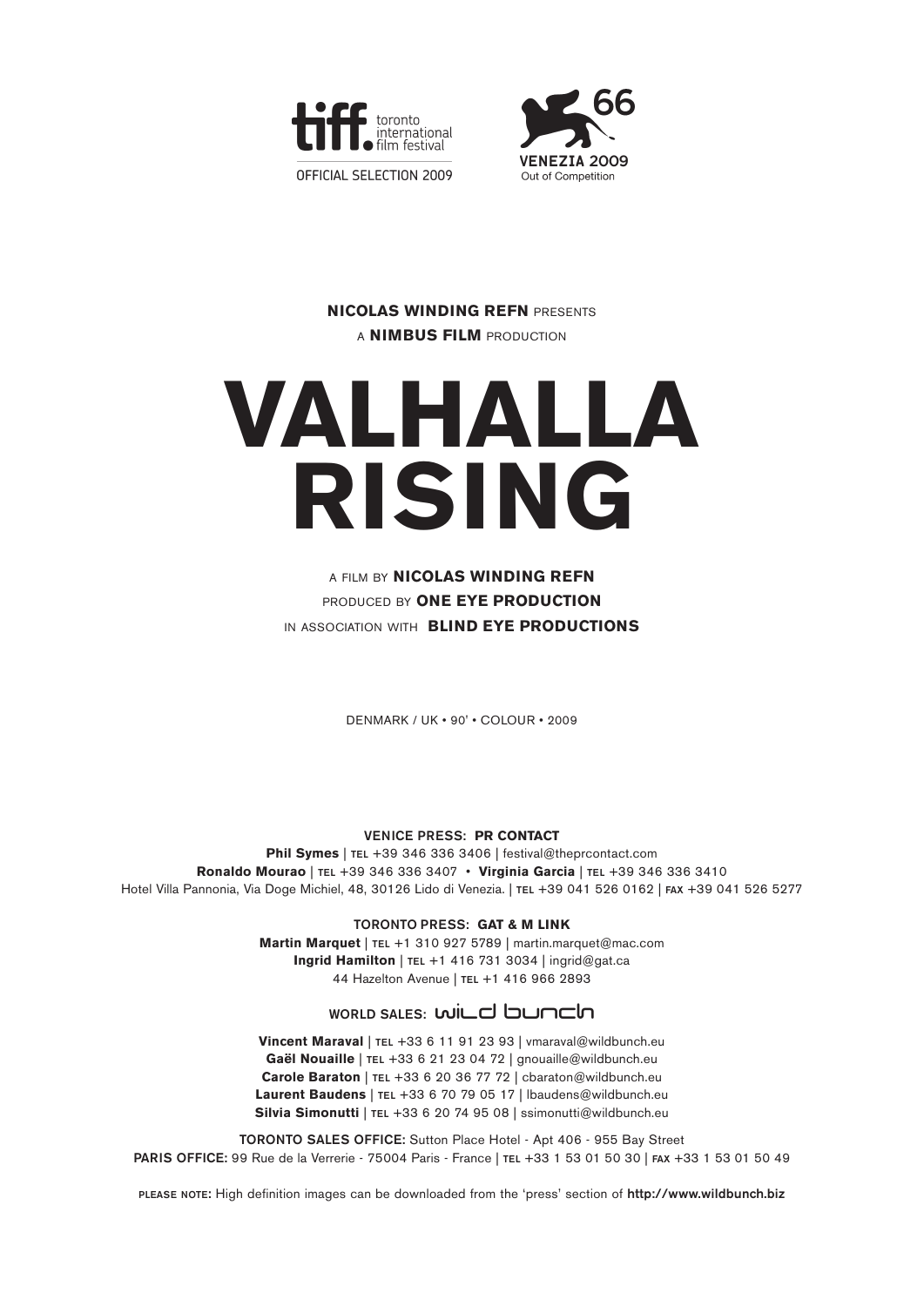tiff. toronto international film festival

OFFICIAL SELECTION 2009

66

VENEZIA 2009

Out of Competition

**NICOLAS WINDING REFN** PRESENTS

A **NIMBUS FILM** PRODUCTION

# VALHALLA RISING

A FILM BY **NICOLAS WINDING REFN**

PRODUCED BY **ONE EYE PRODUCTION**

IN ASSOCIATION WITH **BLIND EYE PRODUCTIONS**

DENMARK / UK • 90' • COLOUR • 2009

**VENICE PRESS: PR CONTACT**

**Phil Symes** | TEL +39 346 336 3406 | festival@theprcontact.com

**Ronaldo Mourao** | TEL +39 346 336 3407 • **Virginia Garcia** | TEL +39 346 336 3410

Hotel Villa Pannonia, Via Doge Michiel, 48, 30126 Lido di Venezia. | TEL +39 041 526 0162 | FAX +39 041 526 5277

**TORONTO PRESS: GAT & M LINK**

**Martin Marquet** | TEL +1 310 927 5789 | martin.marquet@mac.com

**Ingrid Hamilton** | TEL +1 416 731 3034 | ingrid@gat.ca

44 Hazelton Avenue | TEL +1 416 966 2893

**WORLD SALES: wild bunch**

**Vincent Maraval** | TEL +33 6 11 91 23 93 | vmaraval@wildbunch.eu

**Gaël Nouaille** | TEL +33 6 21 23 04 72 | gnouaille@wildbunch.eu

**Carole Baraton** | TEL +33 6 20 36 77 72 | cbaraton@wildbunch.eu

**Laurent Baudens** | TEL +33 6 70 79 05 17 | lbaudens@wildbunch.eu

**Silvia Simonutti** | TEL +33 6 20 74 95 08 | ssimonutti@wildbunch.eu

**TORONTO SALES OFFICE:** Sutton Place Hotel - Apt 406 - 955 Bay Street

**PARIS OFFICE:** 99 Rue de la Verrerie - 75004 Paris - France | TEL +33 1 53 01 50 30 | FAX +33 1 53 01 50 49

PLEASE NOTE: High definition images can be downloaded from the 'press' section of **http://www.wildbunch.biz**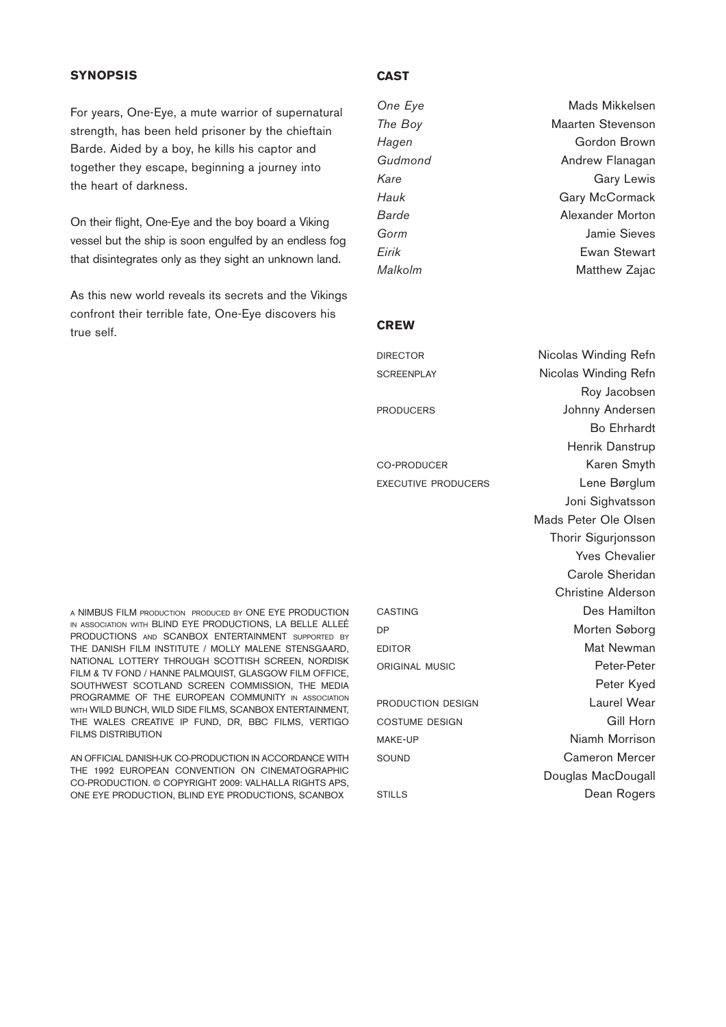## SYNOPSIS

For years, One-Eye, a mute warrior of supernatural strength, has been held prisoner by the chieftain Barde. Aided by a boy, he kills his captor and together they escape, beginning a journey into the heart of darkness.

On their flight, One-Eye and the boy board a Viking vessel but the ship is soon engulfed by an endless fog that disintegrates only as they sight an unknown land.

As this new world reveals its secrets and the Vikings confront their terrible fate, One-Eye discovers his true self.

A NIMBUS FILM PRODUCTION PRODUCED BY ONE EYE PRODUCTION IN ASSOCIATION WITH BLIND EYE PRODUCTIONS, LA BELLE ALLEÉ PRODUCTIONS AND SCANBOX ENTERTAINMENT SUPPORTED BY THE DANISH FILM INSTITUTE / MOLLY MALENE STENSGAARD, NATIONAL LOTTERY THROUGH SCOTTISH SCREEN, NORDISK FILM & TV FOND / HANNE PALMQUIST, GLASGOW FILM OFFICE, SOUTHWEST SCOTLAND SCREEN COMMISSION, THE MEDIA PROGRAMME OF THE EUROPEAN COMMUNITY IN ASSOCIATION WITH WILD BUNCH, WILD SIDE FILMS, SCANBOX ENTERTAINMENT, THE WALES CREATIVE IP FUND, DR, BBC FILMS, VERTIGO FILMS DISTRIBUTION

AN OFFICIAL DANISH-UK CO-PRODUCTION IN ACCORDANCE WITH THE 1992 EUROPEAN CONVENTION ON CINEMATOGRAPHIC CO-PRODUCTION. © COPYRIGHT 2009: VALHALLA RIGHTS APS, ONE EYE PRODUCTION, BLIND EYE PRODUCTIONS, SCANBOX

## CAST

| | |
|---|---|
| *One Eye* | Mads Mikkelsen |
| *The Boy* | Maarten Stevenson |
| *Hagen* | Gordon Brown |
| *Gudmond* | Andrew Flanagan |
| *Kare* | Gary Lewis |
| *Hauk* | Gary McCormack |
| *Barde* | Alexander Morton |
| *Gorm* | Jamie Sieves |
| *Eirik* | Ewan Stewart |
| *Malkolm* | Matthew Zajac |

## CREW

| | |
|---|---|
| DIRECTOR | Nicolas Winding Refn |
| SCREENPLAY | Nicolas Winding Refn |
| | Roy Jacobsen |
| PRODUCERS | Johnny Andersen |
| | Bo Ehrhardt |
| | Henrik Danstrup |
| CO-PRODUCER | Karen Smyth |
| EXECUTIVE PRODUCERS | Lene Børglum |
| | Joni Sighvatsson |
| | Mads Peter Ole Olsen |
| | Thorir Sigurjonsson |
| | Yves Chevalier |
| | Carole Sheridan |
| | Christine Alderson |
| CASTING | Des Hamilton |
| DP | Morten Søborg |
| EDITOR | Mat Newman |
| ORIGINAL MUSIC | Peter-Peter |
| | Peter Kyed |
| PRODUCTION DESIGN | Laurel Wear |
| COSTUME DESIGN | Gill Horn |
| MAKE-UP | Niamh Morrison |
| SOUND | Cameron Mercer |
| | Douglas MacDougall |
| STILLS | Dean Rogers |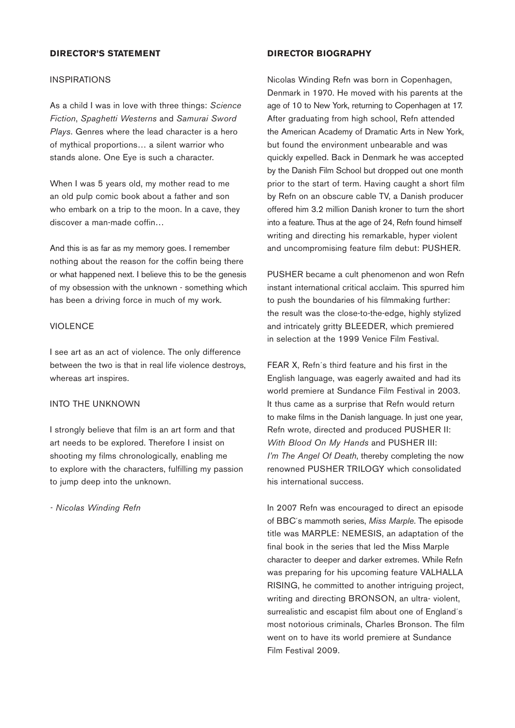## DIRECTOR'S STATEMENT

### INSPIRATIONS

As a child I was in love with three things: *Science Fiction*, *Spaghetti Westerns* and *Samurai Sword Plays*. Genres where the lead character is a hero of mythical proportions… a silent warrior who stands alone. One Eye is such a character.

When I was 5 years old, my mother read to me an old pulp comic book about a father and son who embark on a trip to the moon. In a cave, they discover a man-made coffin…

And this is as far as my memory goes. I remember nothing about the reason for the coffin being there or what happened next. I believe this to be the genesis of my obsession with the unknown - something which has been a driving force in much of my work.

### VIOLENCE

I see art as an act of violence. The only difference between the two is that in real life violence destroys, whereas art inspires.

### INTO THE UNKNOWN

I strongly believe that film is an art form and that art needs to be explored. Therefore I insist on shooting my films chronologically, enabling me to explore with the characters, fulfilling my passion to jump deep into the unknown.

*- Nicolas Winding Refn*

## DIRECTOR BIOGRAPHY

Nicolas Winding Refn was born in Copenhagen, Denmark in 1970. He moved with his parents at the age of 10 to New York, returning to Copenhagen at 17. After graduating from high school, Refn attended the American Academy of Dramatic Arts in New York, but found the environment unbearable and was quickly expelled. Back in Denmark he was accepted by the Danish Film School but dropped out one month prior to the start of term. Having caught a short film by Refn on an obscure cable TV, a Danish producer offered him 3.2 million Danish kroner to turn the short into a feature. Thus at the age of 24, Refn found himself writing and directing his remarkable, hyper violent and uncompromising feature film debut: PUSHER.

PUSHER became a cult phenomenon and won Refn instant international critical acclaim. This spurred him to push the boundaries of his filmmaking further: the result was the close-to-the-edge, highly stylized and intricately gritty BLEEDER, which premiered in selection at the 1999 Venice Film Festival.

FEAR X, Refn´s third feature and his first in the English language, was eagerly awaited and had its world premiere at Sundance Film Festival in 2003. It thus came as a surprise that Refn would return to make films in the Danish language. In just one year, Refn wrote, directed and produced PUSHER II: *With Blood On My Hands* and PUSHER III: *I'm The Angel Of Death*, thereby completing the now renowned PUSHER TRILOGY which consolidated his international success.

In 2007 Refn was encouraged to direct an episode of BBC´s mammoth series, *Miss Marple*. The episode title was MARPLE: NEMESIS, an adaptation of the final book in the series that led the Miss Marple character to deeper and darker extremes. While Refn was preparing for his upcoming feature VALHALLA RISING, he committed to another intriguing project, writing and directing BRONSON, an ultra- violent, surrealistic and escapist film about one of England´s most notorious criminals, Charles Bronson. The film went on to have its world premiere at Sundance Film Festival 2009.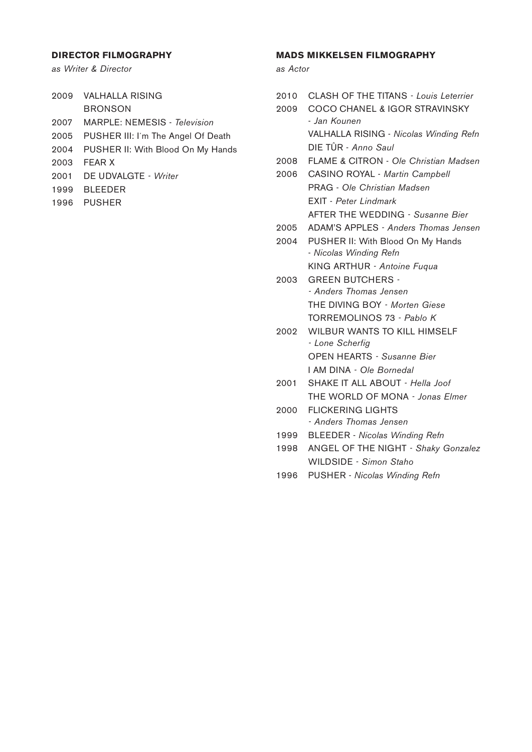## DIRECTOR FILMOGRAPHY

*as Writer & Director*

2009 VALHALLA RISING
BRONSON
2007 MARPLE: NEMESIS - *Television*
2005 PUSHER III: I´m The Angel Of Death
2004 PUSHER II: With Blood On My Hands
2003 FEAR X
2001 DE UDVALGTE - *Writer*
1999 BLEEDER
1996 PUSHER

## MADS MIKKELSEN FILMOGRAPHY

*as Actor*

2010 CLASH OF THE TITANS - *Louis Leterrier*
2009 COCO CHANEL & IGOR STRAVINSKY - *Jan Kounen*
VALHALLA RISING - *Nicolas Winding Refn*
DIE TÛR - *Anno Saul*
2008 FLAME & CITRON - *Ole Christian Madsen*
2006 CASINO ROYAL - *Martin Campbell*
PRAG - *Ole Christian Madsen*
EXIT - *Peter Lindmark*
AFTER THE WEDDING - *Susanne Bier*
2005 ADAM'S APPLES - *Anders Thomas Jensen*
2004 PUSHER II: With Blood On My Hands - *Nicolas Winding Refn*
KING ARTHUR - *Antoine Fuqua*
2003 GREEN BUTCHERS - - *Anders Thomas Jensen*
THE DIVING BOY - *Morten Giese*
TORREMOLINOS 73 - *Pablo K*
2002 WILBUR WANTS TO KILL HIMSELF - *Lone Scherfig*
OPEN HEARTS - *Susanne Bier*
I AM DINA - *Ole Bornedal*
2001 SHAKE IT ALL ABOUT - *Hella Joof*
THE WORLD OF MONA - *Jonas Elmer*
2000 FLICKERING LIGHTS - *Anders Thomas Jensen*
1999 BLEEDER - *Nicolas Winding Refn*
1998 ANGEL OF THE NIGHT - *Shaky Gonzalez*
WILDSIDE - *Simon Staho*
1996 PUSHER - *Nicolas Winding Refn*